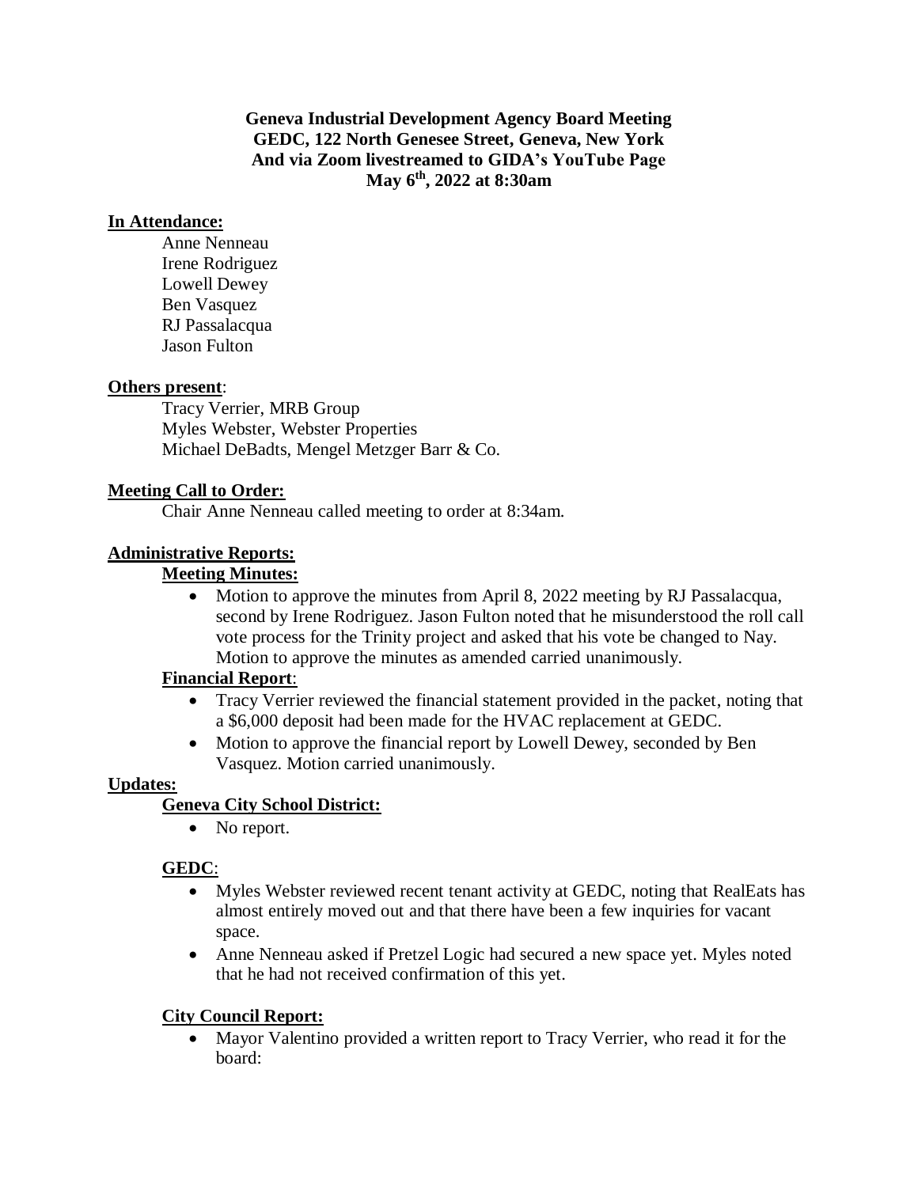**Geneva Industrial Development Agency Board Meeting**
**GEDC, 122 North Genesee Street, Geneva, New York**
**And via Zoom livestreamed to GIDA's YouTube Page**
**May 6th, 2022 at 8:30am**

**In Attendance:**

Anne Nenneau
Irene Rodriguez
Lowell Dewey
Ben Vasquez
RJ Passalacqua
Jason Fulton

**Others present**:

Tracy Verrier, MRB Group
Myles Webster, Webster Properties
Michael DeBadts, Mengel Metzger Barr & Co.

**Meeting Call to Order:**

Chair Anne Nenneau called meeting to order at 8:34am.

**Administrative Reports:**

**Meeting Minutes:**

- Motion to approve the minutes from April 8, 2022 meeting by RJ Passalacqua, second by Irene Rodriguez. Jason Fulton noted that he misunderstood the roll call vote process for the Trinity project and asked that his vote be changed to Nay. Motion to approve the minutes as amended carried unanimously.

**Financial Report**:

- Tracy Verrier reviewed the financial statement provided in the packet, noting that a $6,000 deposit had been made for the HVAC replacement at GEDC.
- Motion to approve the financial report by Lowell Dewey, seconded by Ben Vasquez. Motion carried unanimously.

**Updates:**

**Geneva City School District:**

- No report.

**GEDC**:

- Myles Webster reviewed recent tenant activity at GEDC, noting that RealEats has almost entirely moved out and that there have been a few inquiries for vacant space.
- Anne Nenneau asked if Pretzel Logic had secured a new space yet. Myles noted that he had not received confirmation of this yet.

**City Council Report:**

- Mayor Valentino provided a written report to Tracy Verrier, who read it for the board: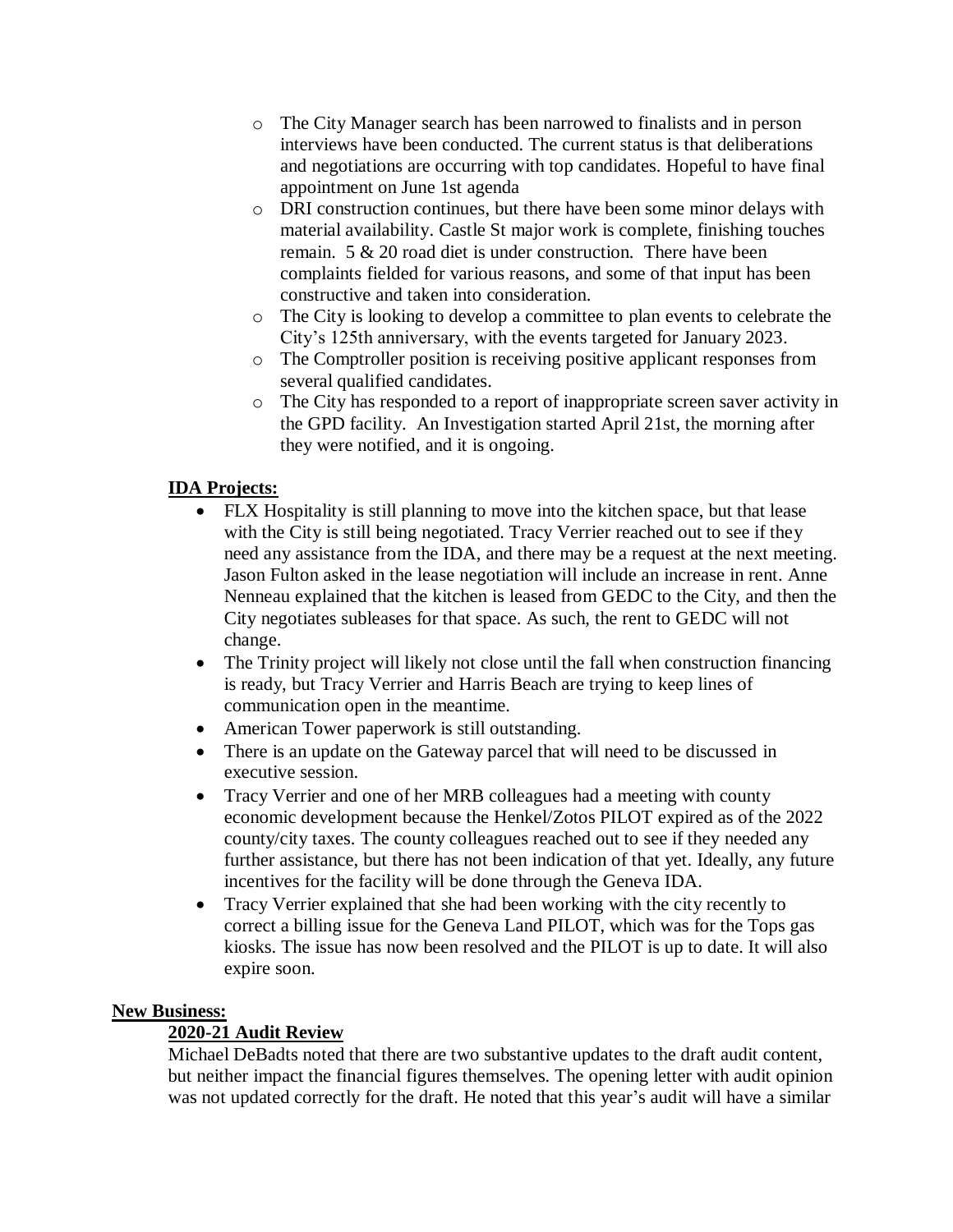- The City Manager search has been narrowed to finalists and in person interviews have been conducted. The current status is that deliberations and negotiations are occurring with top candidates. Hopeful to have final appointment on June 1st agenda
- DRI construction continues, but there have been some minor delays with material availability. Castle St major work is complete, finishing touches remain. 5 & 20 road diet is under construction. There have been complaints fielded for various reasons, and some of that input has been constructive and taken into consideration.
- The City is looking to develop a committee to plan events to celebrate the City's 125th anniversary, with the events targeted for January 2023.
- The Comptroller position is receiving positive applicant responses from several qualified candidates.
- The City has responded to a report of inappropriate screen saver activity in the GPD facility. An Investigation started April 21st, the morning after they were notified, and it is ongoing.

**IDA Projects:**

- FLX Hospitality is still planning to move into the kitchen space, but that lease with the City is still being negotiated. Tracy Verrier reached out to see if they need any assistance from the IDA, and there may be a request at the next meeting. Jason Fulton asked in the lease negotiation will include an increase in rent. Anne Nenneau explained that the kitchen is leased from GEDC to the City, and then the City negotiates subleases for that space. As such, the rent to GEDC will not change.
- The Trinity project will likely not close until the fall when construction financing is ready, but Tracy Verrier and Harris Beach are trying to keep lines of communication open in the meantime.
- American Tower paperwork is still outstanding.
- There is an update on the Gateway parcel that will need to be discussed in executive session.
- Tracy Verrier and one of her MRB colleagues had a meeting with county economic development because the Henkel/Zotos PILOT expired as of the 2022 county/city taxes. The county colleagues reached out to see if they needed any further assistance, but there has not been indication of that yet. Ideally, any future incentives for the facility will be done through the Geneva IDA.
- Tracy Verrier explained that she had been working with the city recently to correct a billing issue for the Geneva Land PILOT, which was for the Tops gas kiosks. The issue has now been resolved and the PILOT is up to date. It will also expire soon.

**New Business:**

**2020-21 Audit Review**

Michael DeBadts noted that there are two substantive updates to the draft audit content, but neither impact the financial figures themselves. The opening letter with audit opinion was not updated correctly for the draft. He noted that this year's audit will have a similar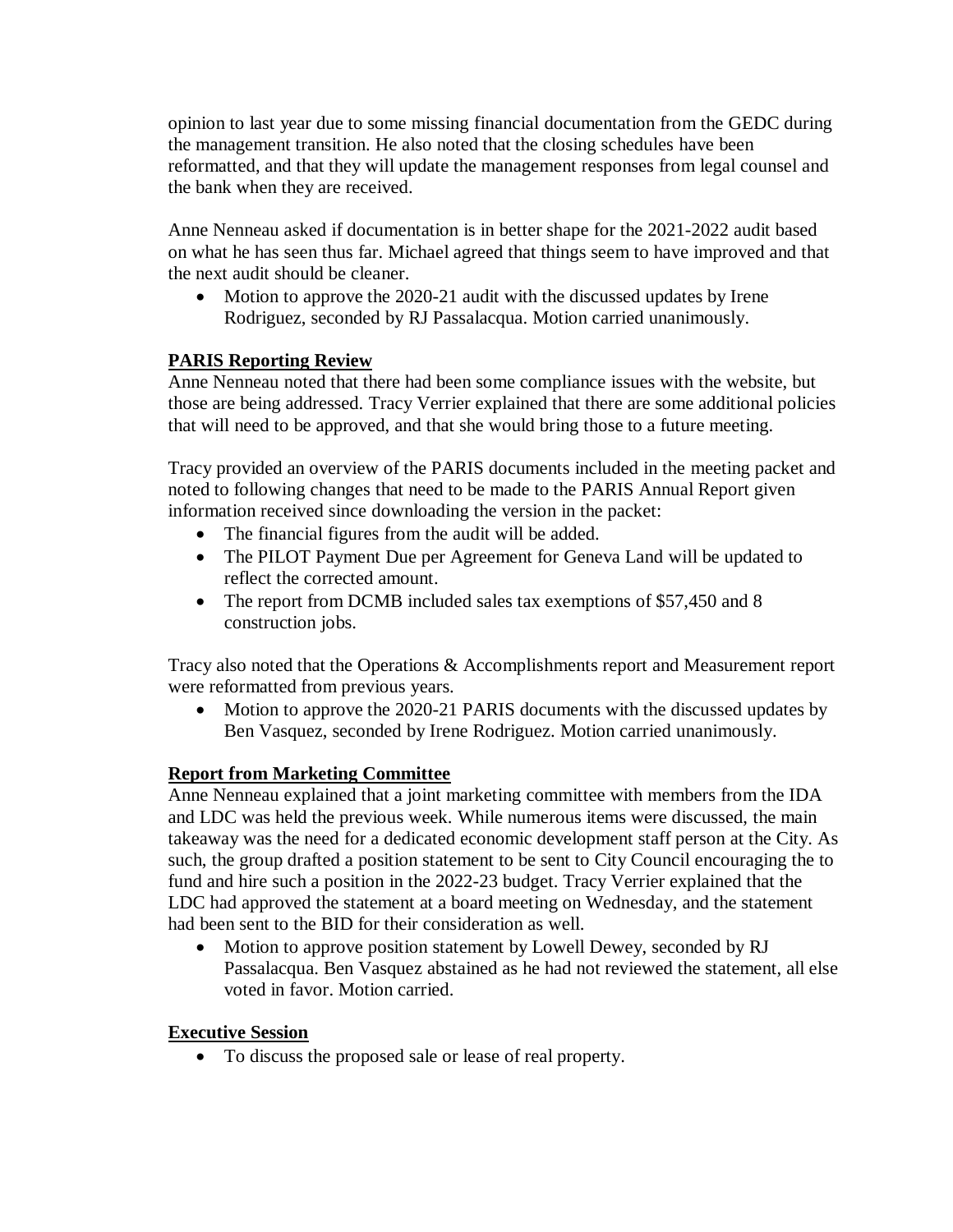opinion to last year due to some missing financial documentation from the GEDC during the management transition. He also noted that the closing schedules have been reformatted, and that they will update the management responses from legal counsel and the bank when they are received.

Anne Nenneau asked if documentation is in better shape for the 2021-2022 audit based on what he has seen thus far. Michael agreed that things seem to have improved and that the next audit should be cleaner.

- Motion to approve the 2020-21 audit with the discussed updates by Irene Rodriguez, seconded by RJ Passalacqua. Motion carried unanimously.

**PARIS Reporting Review**

Anne Nenneau noted that there had been some compliance issues with the website, but those are being addressed. Tracy Verrier explained that there are some additional policies that will need to be approved, and that she would bring those to a future meeting.

Tracy provided an overview of the PARIS documents included in the meeting packet and noted to following changes that need to be made to the PARIS Annual Report given information received since downloading the version in the packet:

- The financial figures from the audit will be added.
- The PILOT Payment Due per Agreement for Geneva Land will be updated to reflect the corrected amount.
- The report from DCMB included sales tax exemptions of $57,450 and 8 construction jobs.

Tracy also noted that the Operations & Accomplishments report and Measurement report were reformatted from previous years.

- Motion to approve the 2020-21 PARIS documents with the discussed updates by Ben Vasquez, seconded by Irene Rodriguez. Motion carried unanimously.

**Report from Marketing Committee**

Anne Nenneau explained that a joint marketing committee with members from the IDA and LDC was held the previous week. While numerous items were discussed, the main takeaway was the need for a dedicated economic development staff person at the City. As such, the group drafted a position statement to be sent to City Council encouraging the to fund and hire such a position in the 2022-23 budget. Tracy Verrier explained that the LDC had approved the statement at a board meeting on Wednesday, and the statement had been sent to the BID for their consideration as well.

- Motion to approve position statement by Lowell Dewey, seconded by RJ Passalacqua. Ben Vasquez abstained as he had not reviewed the statement, all else voted in favor. Motion carried.

**Executive Session**

- To discuss the proposed sale or lease of real property.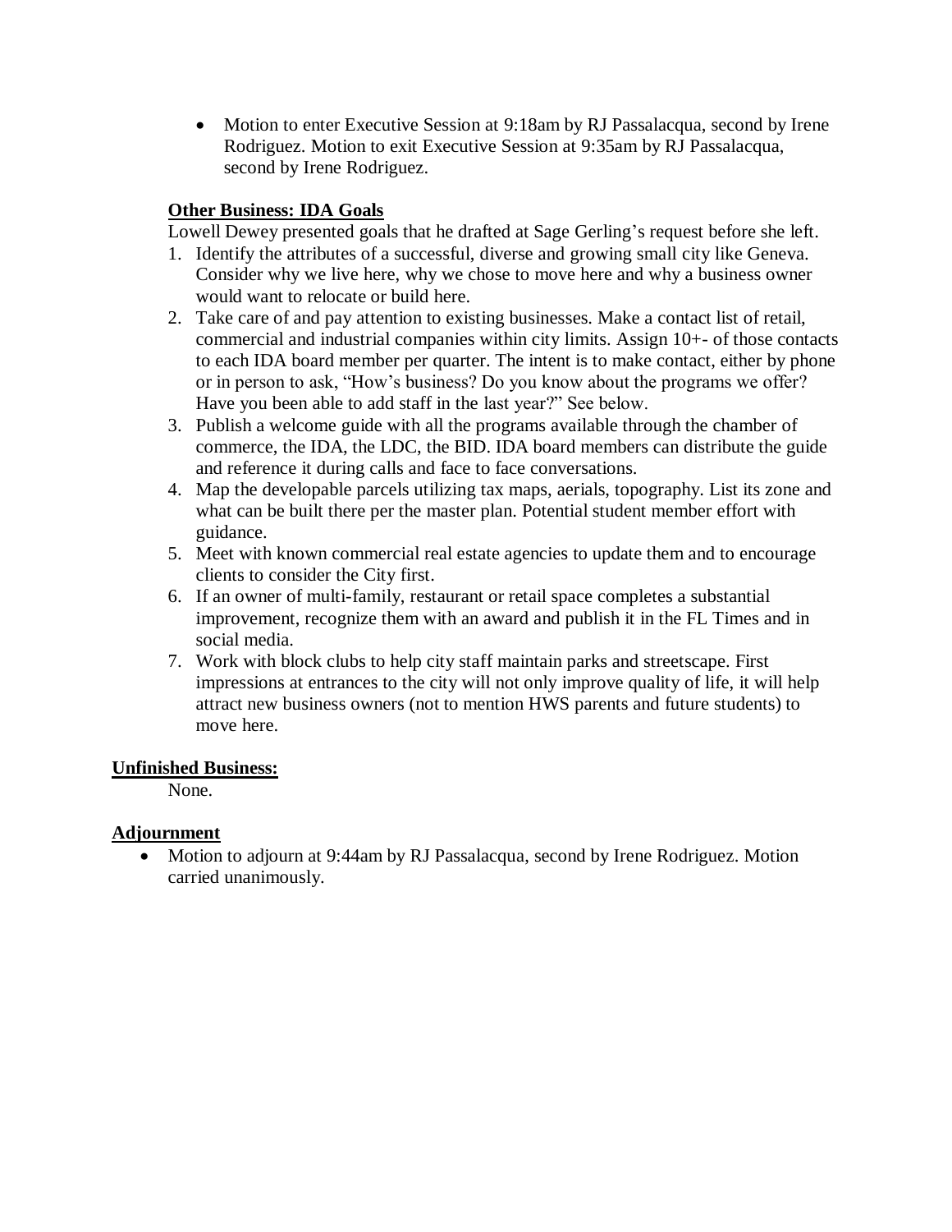- Motion to enter Executive Session at 9:18am by RJ Passalacqua, second by Irene Rodriguez. Motion to exit Executive Session at 9:35am by RJ Passalacqua, second by Irene Rodriguez.

**Other Business: IDA Goals**

Lowell Dewey presented goals that he drafted at Sage Gerling's request before she left.

1. Identify the attributes of a successful, diverse and growing small city like Geneva. Consider why we live here, why we chose to move here and why a business owner would want to relocate or build here.
2. Take care of and pay attention to existing businesses. Make a contact list of retail, commercial and industrial companies within city limits. Assign 10+- of those contacts to each IDA board member per quarter. The intent is to make contact, either by phone or in person to ask, "How's business? Do you know about the programs we offer? Have you been able to add staff in the last year?" See below.
3. Publish a welcome guide with all the programs available through the chamber of commerce, the IDA, the LDC, the BID. IDA board members can distribute the guide and reference it during calls and face to face conversations.
4. Map the developable parcels utilizing tax maps, aerials, topography. List its zone and what can be built there per the master plan. Potential student member effort with guidance.
5. Meet with known commercial real estate agencies to update them and to encourage clients to consider the City first.
6. If an owner of multi-family, restaurant or retail space completes a substantial improvement, recognize them with an award and publish it in the FL Times and in social media.
7. Work with block clubs to help city staff maintain parks and streetscape. First impressions at entrances to the city will not only improve quality of life, it will help attract new business owners (not to mention HWS parents and future students) to move here.

**Unfinished Business:**

None.

**Adjournment**

- Motion to adjourn at 9:44am by RJ Passalacqua, second by Irene Rodriguez. Motion carried unanimously.